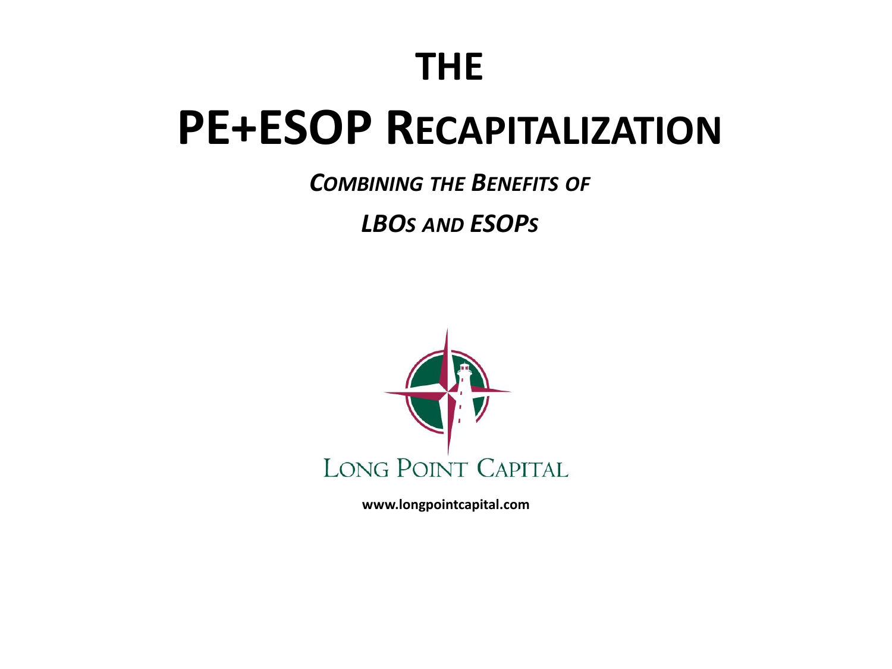# THE

# PE+ESOP RECAPITALIZATION

***COMBINING THE BENEFITS OF***

***LBOS AND ESOPS***

LONG POINT CAPITAL

**www.longpointcapital.com**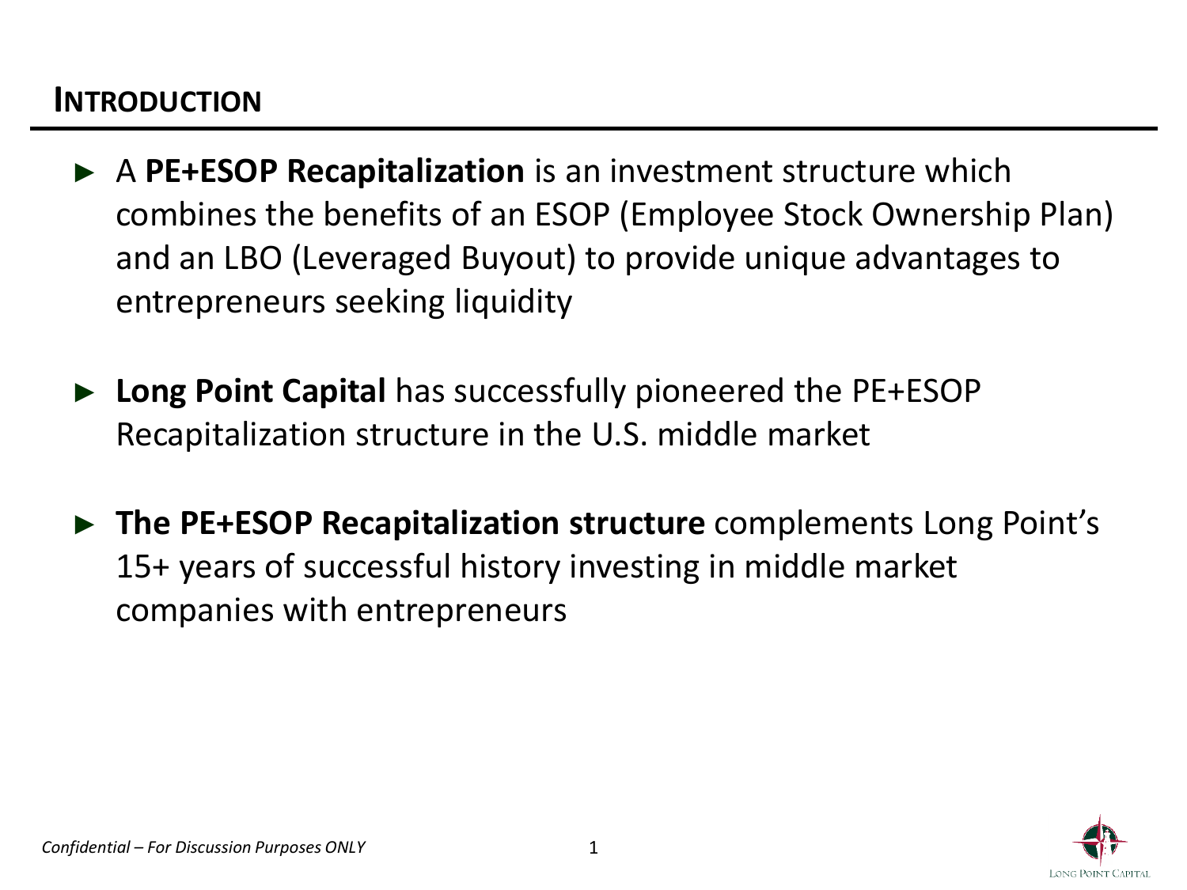## INTRODUCTION

- A **PE+ESOP Recapitalization** is an investment structure which combines the benefits of an ESOP (Employee Stock Ownership Plan) and an LBO (Leveraged Buyout) to provide unique advantages to entrepreneurs seeking liquidity
- **Long Point Capital** has successfully pioneered the PE+ESOP Recapitalization structure in the U.S. middle market
- **The PE+ESOP Recapitalization structure** complements Long Point's 15+ years of successful history investing in middle market companies with entrepreneurs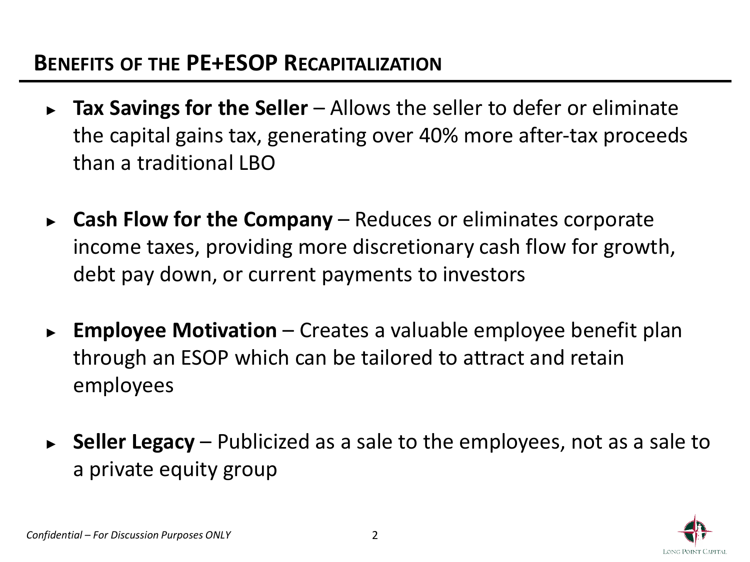## Benefits of the PE+ESOP Recapitalization

- **Tax Savings for the Seller** – Allows the seller to defer or eliminate the capital gains tax, generating over 40% more after-tax proceeds than a traditional LBO

- **Cash Flow for the Company** – Reduces or eliminates corporate income taxes, providing more discretionary cash flow for growth, debt pay down, or current payments to investors

- **Employee Motivation** – Creates a valuable employee benefit plan through an ESOP which can be tailored to attract and retain employees

- **Seller Legacy** – Publicized as a sale to the employees, not as a sale to a private equity group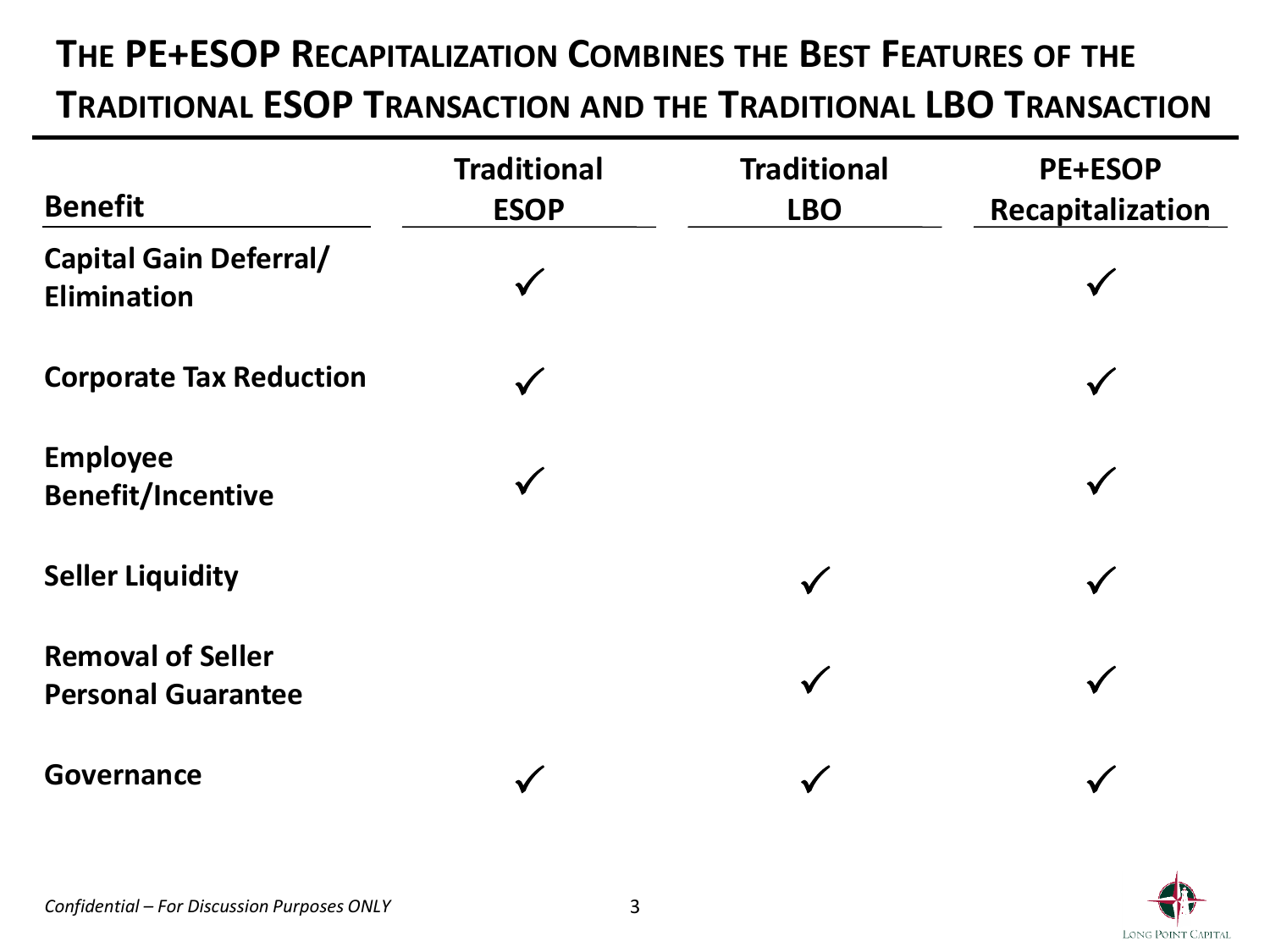# The PE+ESOP Recapitalization Combines the Best Features of the Traditional ESOP Transaction and the Traditional LBO Transaction

| Benefit | Traditional ESOP | Traditional LBO | PE+ESOP Recapitalization |
|---|---|---|---|
| **Capital Gain Deferral/ Elimination** | ✓ | | ✓ |
| **Corporate Tax Reduction** | ✓ | | ✓ |
| **Employee Benefit/Incentive** | ✓ | | ✓ |
| **Seller Liquidity** | | ✓ | ✓ |
| **Removal of Seller Personal Guarantee** | | ✓ | ✓ |
| **Governance** | ✓ | ✓ | ✓ |

*Confidential – For Discussion Purposes ONLY*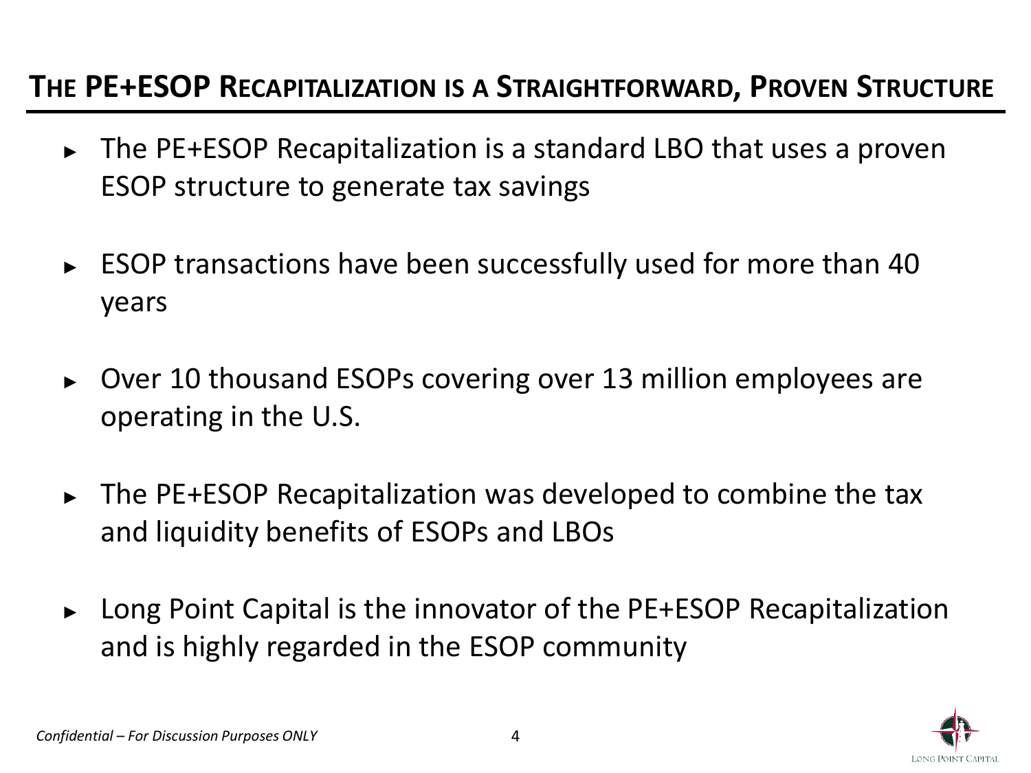## The PE+ESOP Recapitalization is a Straightforward, Proven Structure

- The PE+ESOP Recapitalization is a standard LBO that uses a proven ESOP structure to generate tax savings
- ESOP transactions have been successfully used for more than 40 years
- Over 10 thousand ESOPs covering over 13 million employees are operating in the U.S.
- The PE+ESOP Recapitalization was developed to combine the tax and liquidity benefits of ESOPs and LBOs
- Long Point Capital is the innovator of the PE+ESOP Recapitalization and is highly regarded in the ESOP community

*Confidential – For Discussion Purposes ONLY*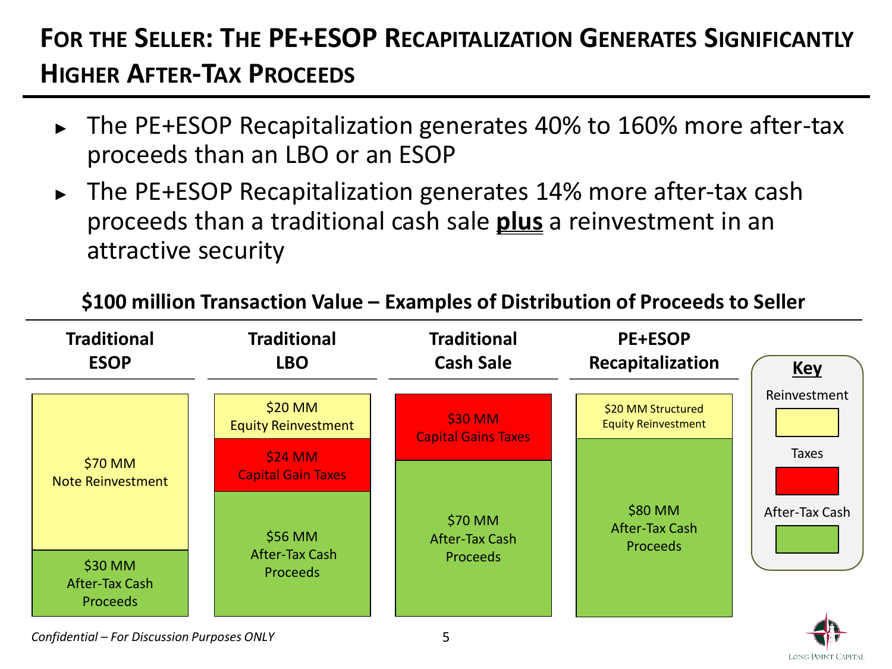# For the Seller: The PE+ESOP Recapitalization Generates Significantly Higher After-Tax Proceeds

- The PE+ESOP Recapitalization generates 40% to 160% more after-tax proceeds than an LBO or an ESOP
- The PE+ESOP Recapitalization generates 14% more after-tax cash proceeds than a traditional cash sale **plus** a reinvestment in an attractive security

**$100 million Transaction Value – Examples of Distribution of Proceeds to Seller**

| | Traditional ESOP | Traditional LBO | Traditional Cash Sale | PE+ESOP Recapitalization |
|---|---|---|---|---|
| Reinvestment | $70 MM Note Reinvestment | $20 MM Equity Reinvestment | | $20 MM Structured Equity Reinvestment |
| Taxes | | $24 MM Capital Gain Taxes | $30 MM Capital Gains Taxes | |
| After-Tax Cash | $30 MM After-Tax Cash Proceeds | $56 MM After-Tax Cash Proceeds | $70 MM After-Tax Cash Proceeds | $80 MM After-Tax Cash Proceeds |

**Key**: Reinvestment; Taxes; After-Tax Cash

*Confidential – For Discussion Purposes ONLY*

Long Point Capital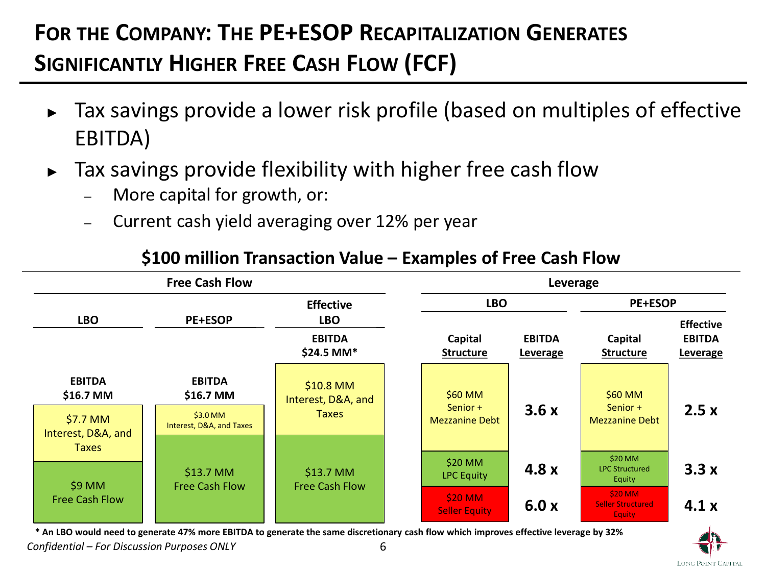# For the Company: The PE+ESOP Recapitalization Generates Significantly Higher Free Cash Flow (FCF)

- Tax savings provide a lower risk profile (based on multiples of effective EBITDA)
- Tax savings provide flexibility with higher free cash flow
  - More capital for growth, or:
  - Current cash yield averaging over 12% per year

## $100 million Transaction Value – Examples of Free Cash Flow

**Free Cash Flow**

| | LBO | PE+ESOP | Effective LBO |
|---|---|---|---|
| EBITDA | $16.7 MM | $16.7 MM | $24.5 MM* |
| Interest, D&A, and Taxes | $7.7 MM | $3.0 MM | $10.8 MM |
| Free Cash Flow | $9 MM | $13.7 MM | $13.7 MM |

**Leverage**

| LBO Capital Structure | LBO EBITDA Leverage | PE+ESOP Capital Structure | PE+ESOP Effective EBITDA Leverage |
|---|---|---|---|
| $60 MM Senior + Mezzanine Debt | 3.6 x | $60 MM Senior + Mezzanine Debt | 2.5 x |
| $20 MM LPC Equity | 4.8 x | $20 MM LPC Structured Equity | 3.3 x |
| $20 MM Seller Equity | 6.0 x | $20 MM Seller Structured Equity | 4.1 x |

**\* An LBO would need to generate 47% more EBITDA to generate the same discretionary cash flow which improves effective leverage by 32%**

*Confidential – For Discussion Purposes ONLY*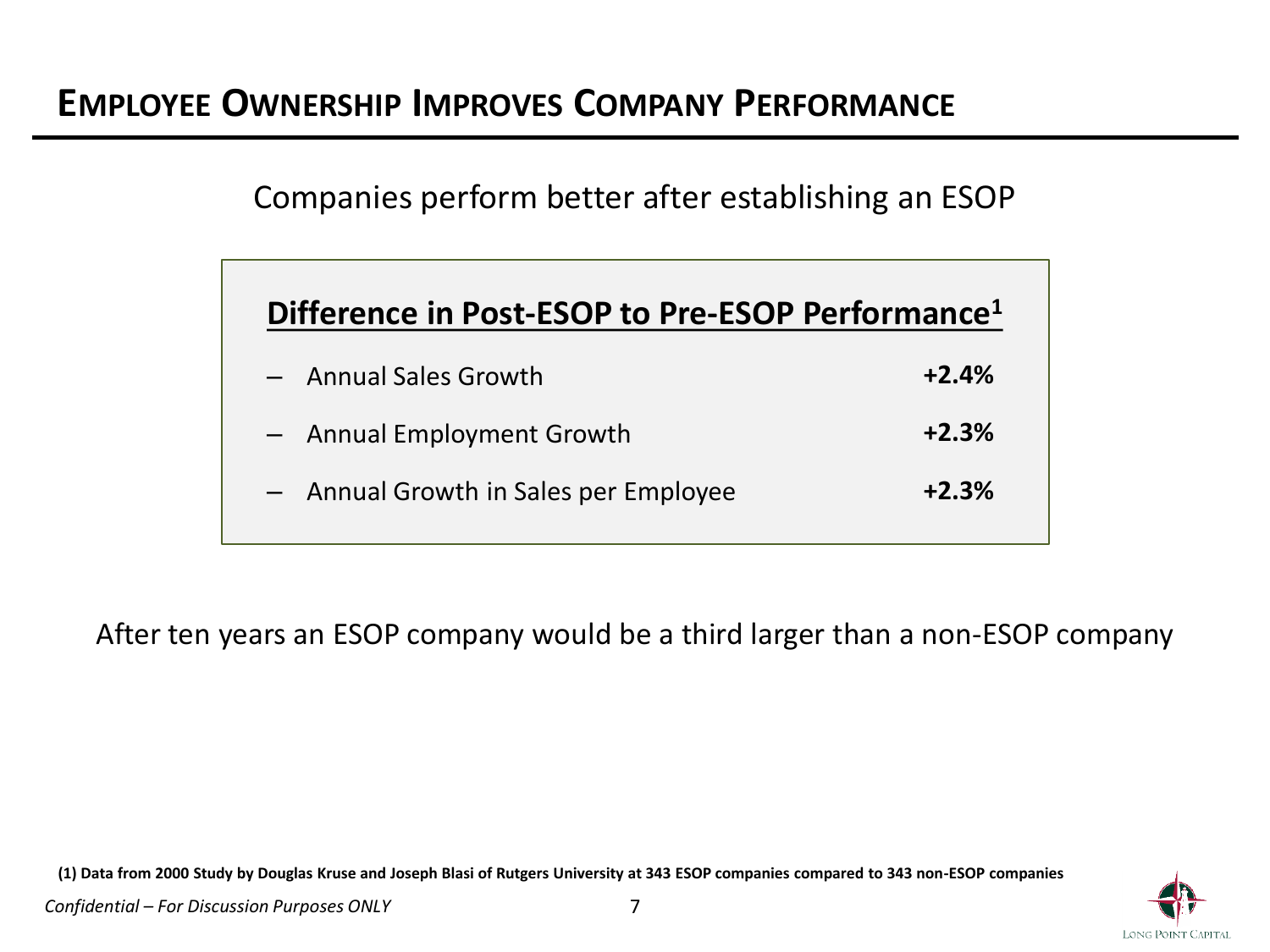# EMPLOYEE OWNERSHIP IMPROVES COMPANY PERFORMANCE

Companies perform better after establishing an ESOP

**Difference in Post-ESOP to Pre-ESOP Performance[1]**

| | |
|---|---|
| – Annual Sales Growth | **+2.4%** |
| – Annual Employment Growth | **+2.3%** |
| – Annual Growth in Sales per Employee | **+2.3%** |

After ten years an ESOP company would be a third larger than a non-ESOP company

**(1) Data from 2000 Study by Douglas Kruse and Joseph Blasi of Rutgers University at 343 ESOP companies compared to 343 non-ESOP companies**

*Confidential – For Discussion Purposes ONLY*

LONG POINT CAPITAL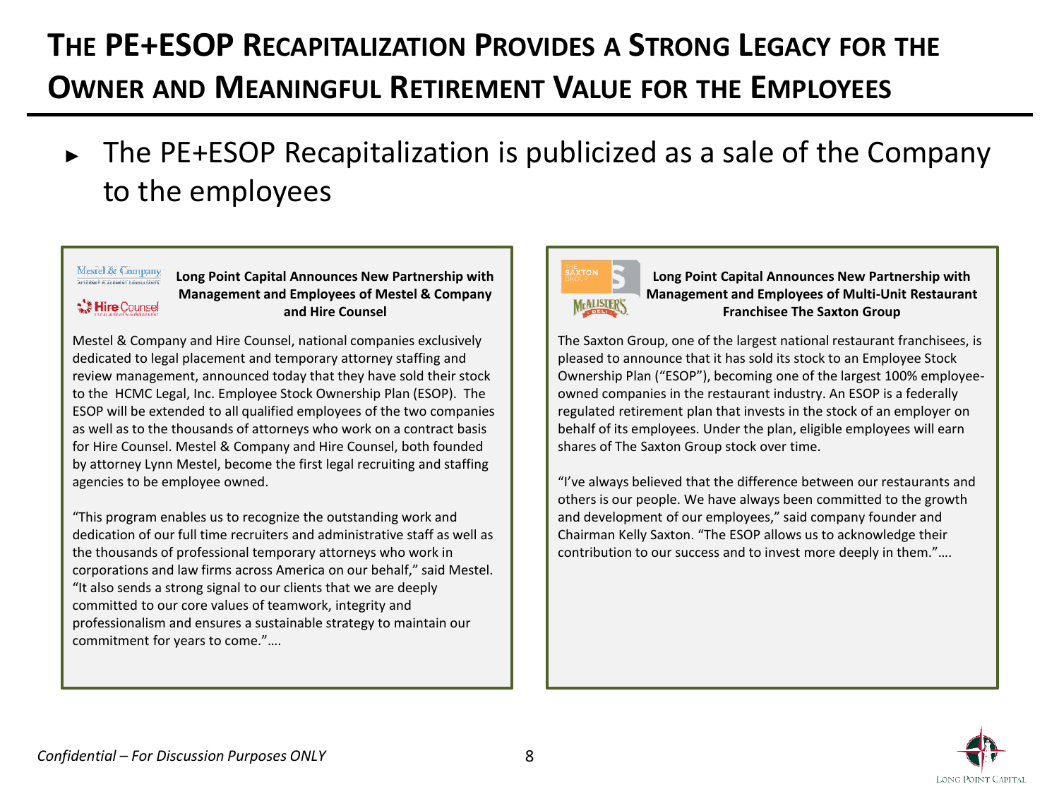# The PE+ESOP Recapitalization Provides a Strong Legacy for the Owner and Meaningful Retirement Value for the Employees

- The PE+ESOP Recapitalization is publicized as a sale of the Company to the employees

**Long Point Capital Announces New Partnership with Management and Employees of Mestel & Company and Hire Counsel**

Mestel & Company and Hire Counsel, national companies exclusively dedicated to legal placement and temporary attorney staffing and review management, announced today that they have sold their stock to the HCMC Legal, Inc. Employee Stock Ownership Plan (ESOP). The ESOP will be extended to all qualified employees of the two companies as well as to the thousands of attorneys who work on a contract basis for Hire Counsel. Mestel & Company and Hire Counsel, both founded by attorney Lynn Mestel, become the first legal recruiting and staffing agencies to be employee owned.

"This program enables us to recognize the outstanding work and dedication of our full time recruiters and administrative staff as well as the thousands of professional temporary attorneys who work in corporations and law firms across America on our behalf," said Mestel. "It also sends a strong signal to our clients that we are deeply committed to our core values of teamwork, integrity and professionalism and ensures a sustainable strategy to maintain our commitment for years to come."….

**Long Point Capital Announces New Partnership with Management and Employees of Multi-Unit Restaurant Franchisee The Saxton Group**

The Saxton Group, one of the largest national restaurant franchisees, is pleased to announce that it has sold its stock to an Employee Stock Ownership Plan ("ESOP"), becoming one of the largest 100% employee-owned companies in the restaurant industry. An ESOP is a federally regulated retirement plan that invests in the stock of an employer on behalf of its employees. Under the plan, eligible employees will earn shares of The Saxton Group stock over time.

"I've always believed that the difference between our restaurants and others is our people. We have always been committed to the growth and development of our employees," said company founder and Chairman Kelly Saxton. "The ESOP allows us to acknowledge their contribution to our success and to invest more deeply in them."….

*Confidential – For Discussion Purposes ONLY*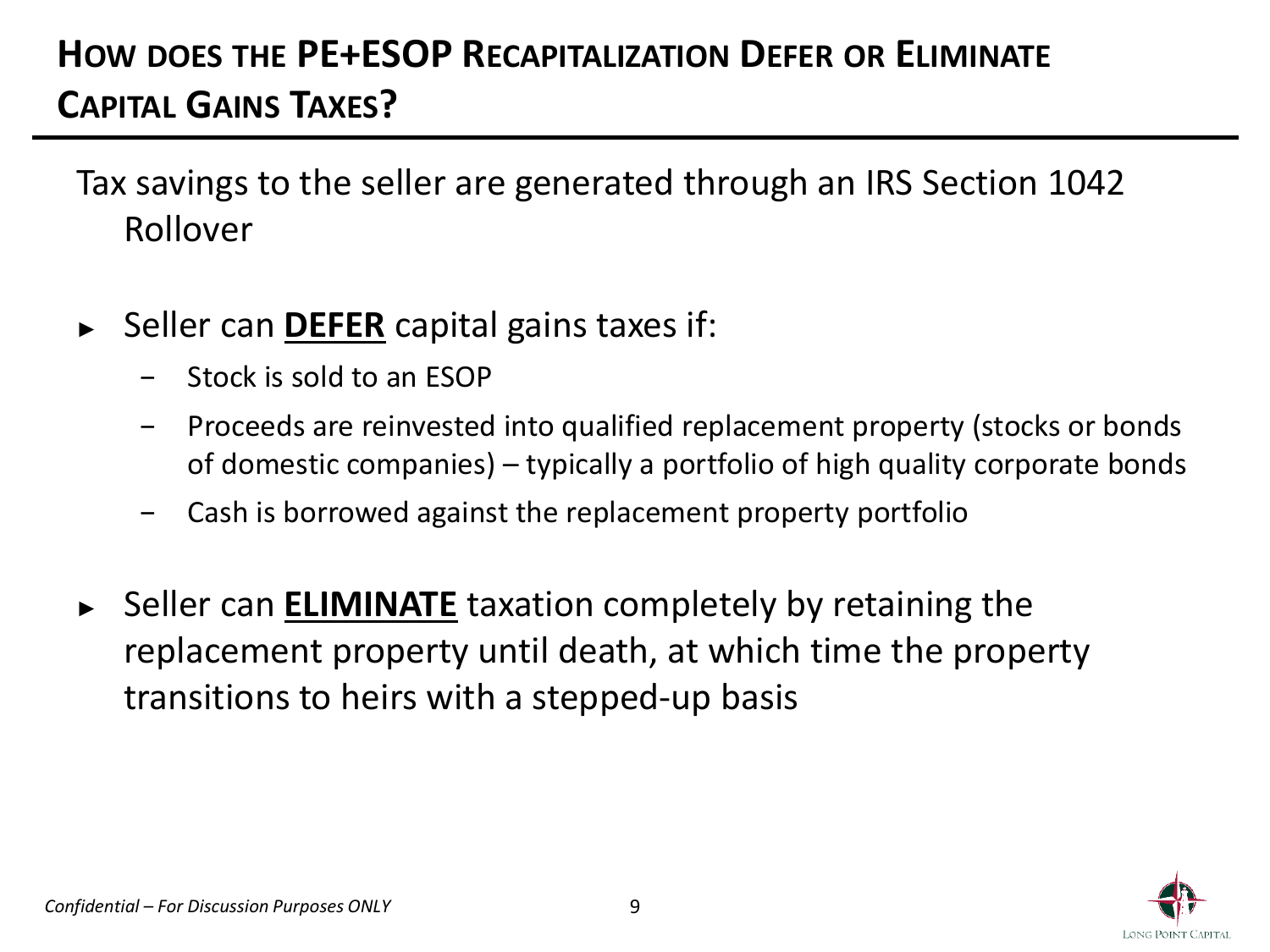# How does the PE+ESOP Recapitalization Defer or Eliminate Capital Gains Taxes?

Tax savings to the seller are generated through an IRS Section 1042 Rollover

- Seller can **DEFER** capital gains taxes if:
  - Stock is sold to an ESOP
  - Proceeds are reinvested into qualified replacement property (stocks or bonds of domestic companies) – typically a portfolio of high quality corporate bonds
  - Cash is borrowed against the replacement property portfolio
- Seller can **ELIMINATE** taxation completely by retaining the replacement property until death, at which time the property transitions to heirs with a stepped-up basis

*Confidential – For Discussion Purposes ONLY*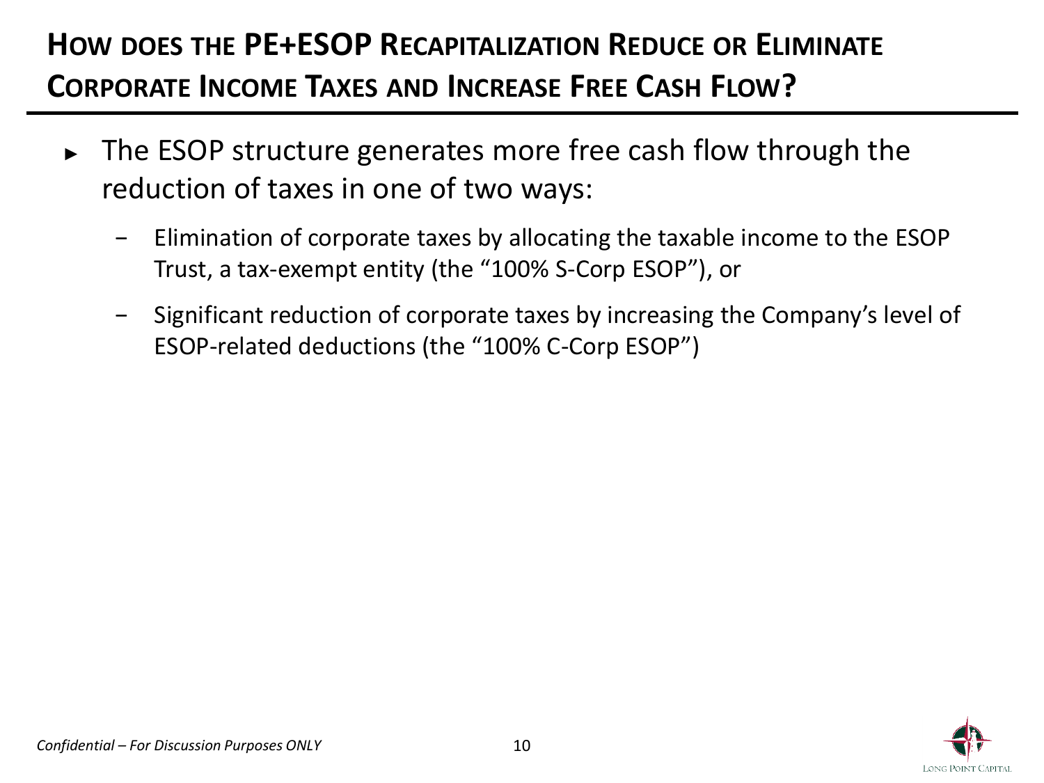# How does the PE+ESOP Recapitalization Reduce or Eliminate Corporate Income Taxes and Increase Free Cash Flow?

- The ESOP structure generates more free cash flow through the reduction of taxes in one of two ways:
  - Elimination of corporate taxes by allocating the taxable income to the ESOP Trust, a tax-exempt entity (the "100% S-Corp ESOP"), or
  - Significant reduction of corporate taxes by increasing the Company's level of ESOP-related deductions (the "100% C-Corp ESOP")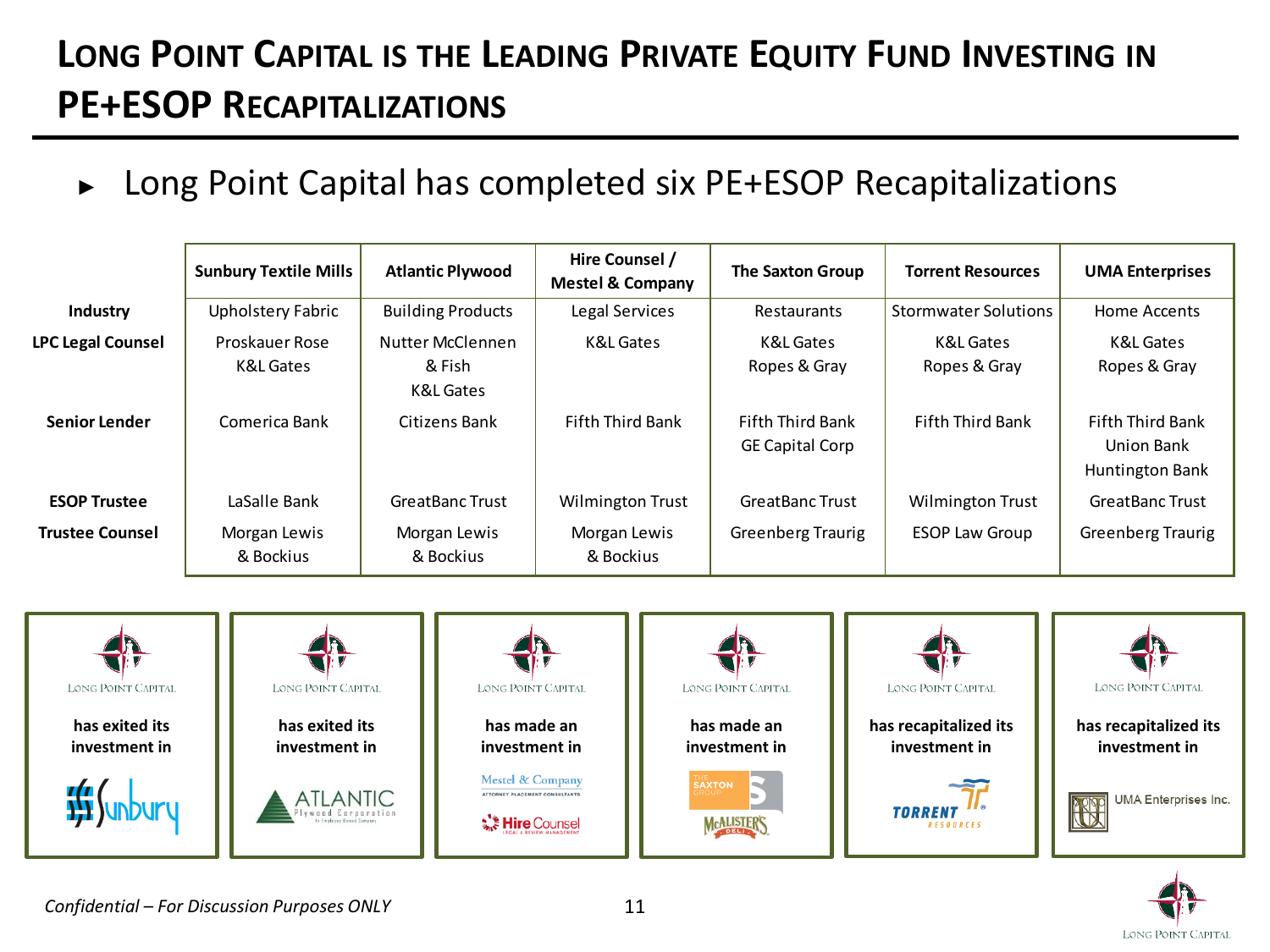# Long Point Capital is the Leading Private Equity Fund Investing in PE+ESOP Recapitalizations

- Long Point Capital has completed six PE+ESOP Recapitalizations

| | Sunbury Textile Mills | Atlantic Plywood | Hire Counsel / Mestel & Company | The Saxton Group | Torrent Resources | UMA Enterprises |
|---|---|---|---|---|---|---|
| **Industry** | Upholstery Fabric | Building Products | Legal Services | Restaurants | Stormwater Solutions | Home Accents |
| **LPC Legal Counsel** | Proskauer Rose<br>K&L Gates | Nutter McClennen & Fish<br>K&L Gates | K&L Gates | K&L Gates<br>Ropes & Gray | K&L Gates<br>Ropes & Gray | K&L Gates<br>Ropes & Gray |
| **Senior Lender** | Comerica Bank | Citizens Bank | Fifth Third Bank | Fifth Third Bank<br>GE Capital Corp | Fifth Third Bank | Fifth Third Bank<br>Union Bank<br>Huntington Bank |
| **ESOP Trustee** | LaSalle Bank | GreatBanc Trust | Wilmington Trust | GreatBanc Trust | Wilmington Trust | GreatBanc Trust |
| **Trustee Counsel** | Morgan Lewis & Bockius | Morgan Lewis & Bockius | Morgan Lewis & Bockius | Greenberg Traurig | ESOP Law Group | Greenberg Traurig |

Long Point Capital **has exited its investment in** Sunbury

Long Point Capital **has exited its investment in** Atlantic Plywood Corporation

Long Point Capital **has made an investment in** Mestel & Company / Hire Counsel

Long Point Capital **has made an investment in** The Saxton Group / McAlister's Deli

Long Point Capital **has recapitalized its investment in** Torrent Resources

Long Point Capital **has recapitalized its investment in** UMA Enterprises Inc.

*Confidential – For Discussion Purposes ONLY*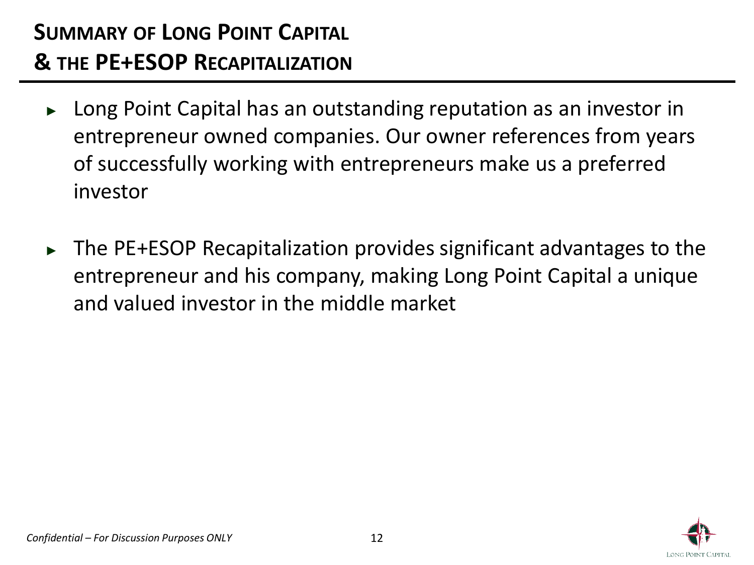# Summary of Long Point Capital & the PE+ESOP Recapitalization

- Long Point Capital has an outstanding reputation as an investor in entrepreneur owned companies. Our owner references from years of successfully working with entrepreneurs make us a preferred investor

- The PE+ESOP Recapitalization provides significant advantages to the entrepreneur and his company, making Long Point Capital a unique and valued investor in the middle market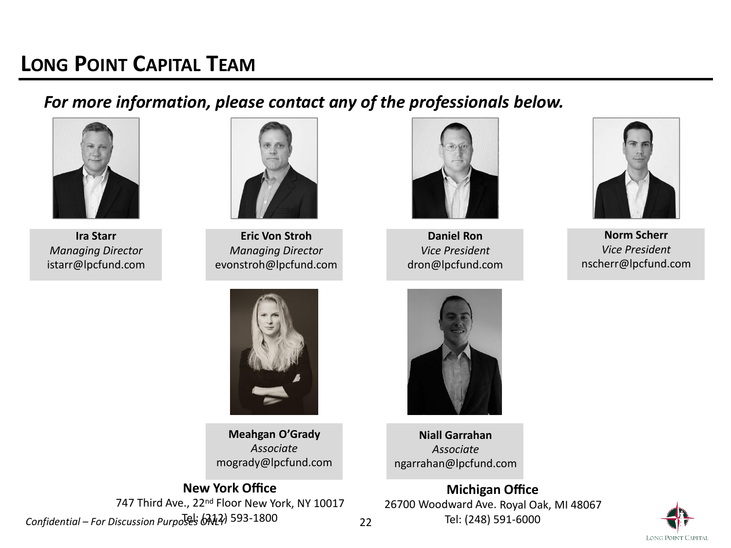# Long Point Capital Team

***For more information, please contact any of the professionals below.***

**Ira Starr**
*Managing Director*
istarr@lpcfund.com

**Eric Von Stroh**
*Managing Director*
evonstroh@lpcfund.com

**Daniel Ron**
*Vice President*
dron@lpcfund.com

**Norm Scherr**
*Vice President*
nscherr@lpcfund.com

**Meahgan O'Grady**
*Associate*
mogrady@lpcfund.com

**Niall Garrahan**
*Associate*
ngarrahan@lpcfund.com

**New York Office**
747 Third Ave., 22nd Floor New York, NY 10017
Tel: (212) 593-1800

**Michigan Office**
26700 Woodward Ave. Royal Oak, MI 48067
Tel: (248) 591-6000

*Confidential – For Discussion Purposes ONLY*